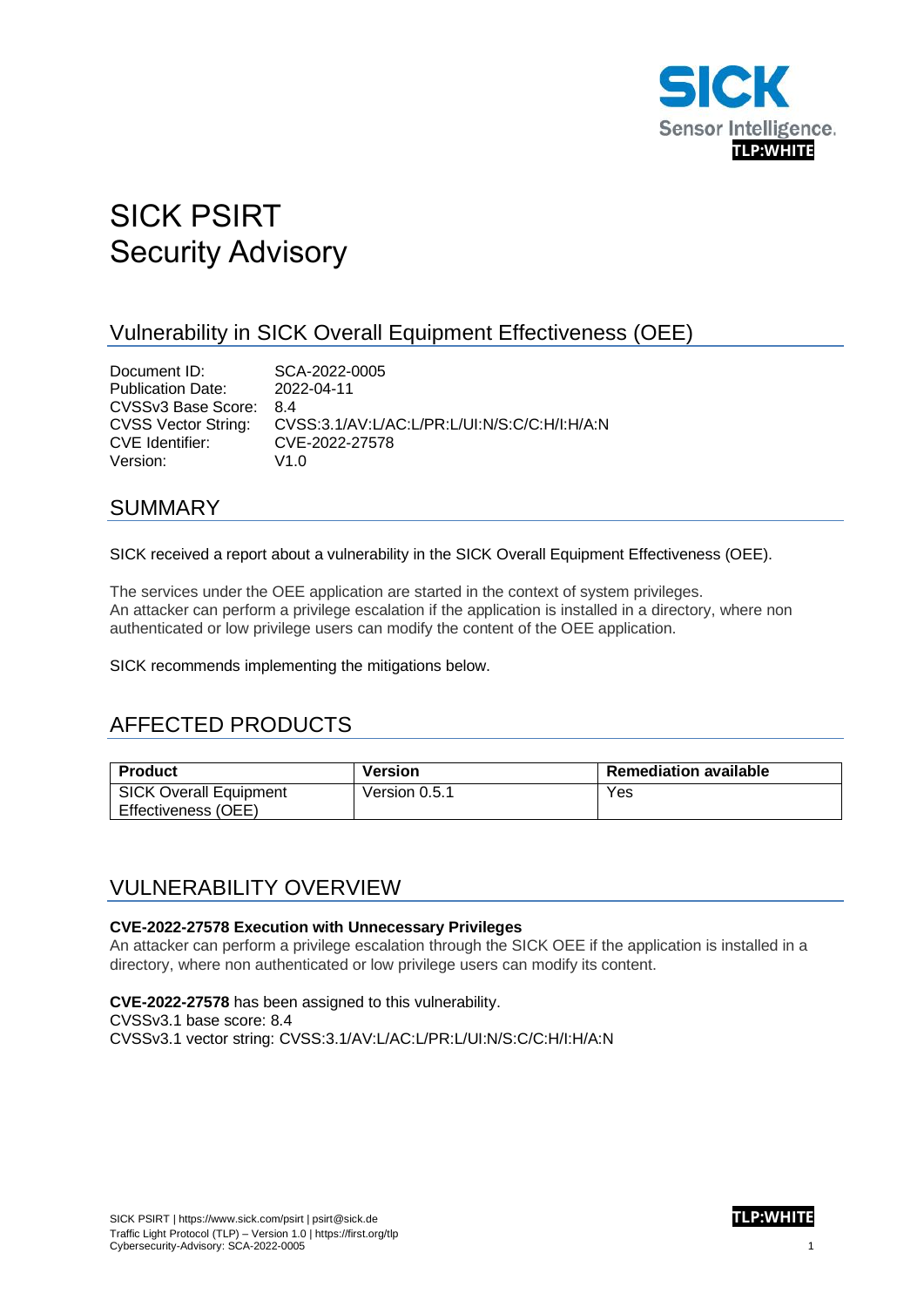SICK
Sensor Intelligence.
TLP:WHITE

# SICK PSIRT Security Advisory

## Vulnerability in SICK Overall Equipment Effectiveness (OEE)

Document ID: SCA-2022-0005
Publication Date: 2022-04-11
CVSSv3 Base Score: 8.4
CVSS Vector String: CVSS:3.1/AV:L/AC:L/PR:L/UI:N/S:C/C:H/I:H/A:N
CVE Identifier: CVE-2022-27578
Version: V1.0

## SUMMARY

SICK received a report about a vulnerability in the SICK Overall Equipment Effectiveness (OEE).

The services under the OEE application are started in the context of system privileges.
An attacker can perform a privilege escalation if the application is installed in a directory, where non authenticated or low privilege users can modify the content of the OEE application.

SICK recommends implementing the mitigations below.

## AFFECTED PRODUCTS

| Product | Version | Remediation available |
|---|---|---|
| SICK Overall Equipment Effectiveness (OEE) | Version 0.5.1 | Yes |

## VULNERABILITY OVERVIEW

**CVE-2022-27578 Execution with Unnecessary Privileges**
An attacker can perform a privilege escalation through the SICK OEE if the application is installed in a directory, where non authenticated or low privilege users can modify its content.

**CVE-2022-27578** has been assigned to this vulnerability.
CVSSv3.1 base score: 8.4
CVSSv3.1 vector string: CVSS:3.1/AV:L/AC:L/PR:L/UI:N/S:C/C:H/I:H/A:N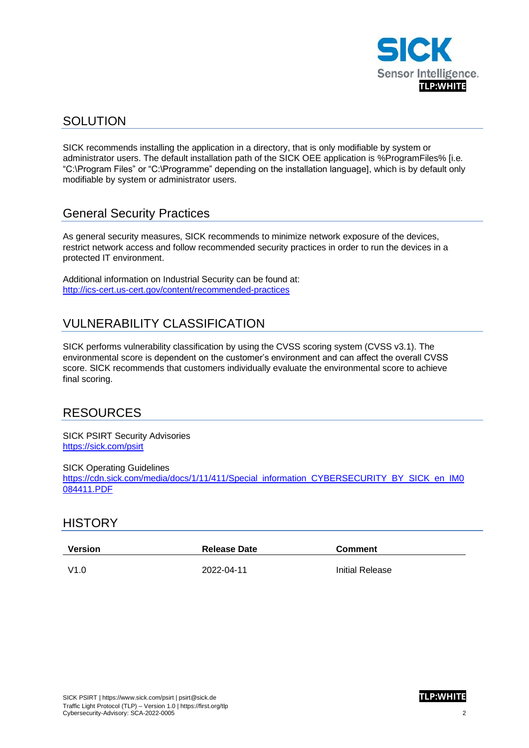## SOLUTION

SICK recommends installing the application in a directory, that is only modifiable by system or administrator users. The default installation path of the SICK OEE application is %ProgramFiles% [i.e. “C:\Program Files” or “C:\Programme” depending on the installation language], which is by default only modifiable by system or administrator users.

## General Security Practices

As general security measures, SICK recommends to minimize network exposure of the devices, restrict network access and follow recommended security practices in order to run the devices in a protected IT environment.

Additional information on Industrial Security can be found at:
[http://ics-cert.us-cert.gov/content/recommended-practices](http://ics-cert.us-cert.gov/content/recommended-practices)

## VULNERABILITY CLASSIFICATION

SICK performs vulnerability classification by using the CVSS scoring system (CVSS v3.1). The environmental score is dependent on the customer’s environment and can affect the overall CVSS score. SICK recommends that customers individually evaluate the environmental score to achieve final scoring.

## RESOURCES

SICK PSIRT Security Advisories
[https://sick.com/psirt](https://sick.com/psirt)

SICK Operating Guidelines
[https://cdn.sick.com/media/docs/1/11/411/Special_information_CYBERSECURITY_BY_SICK_en_IM0084411.PDF](https://cdn.sick.com/media/docs/1/11/411/Special_information_CYBERSECURITY_BY_SICK_en_IM0084411.PDF)

## HISTORY

| Version | Release Date | Comment |
|---|---|---|
| V1.0 | 2022-04-11 | Initial Release |